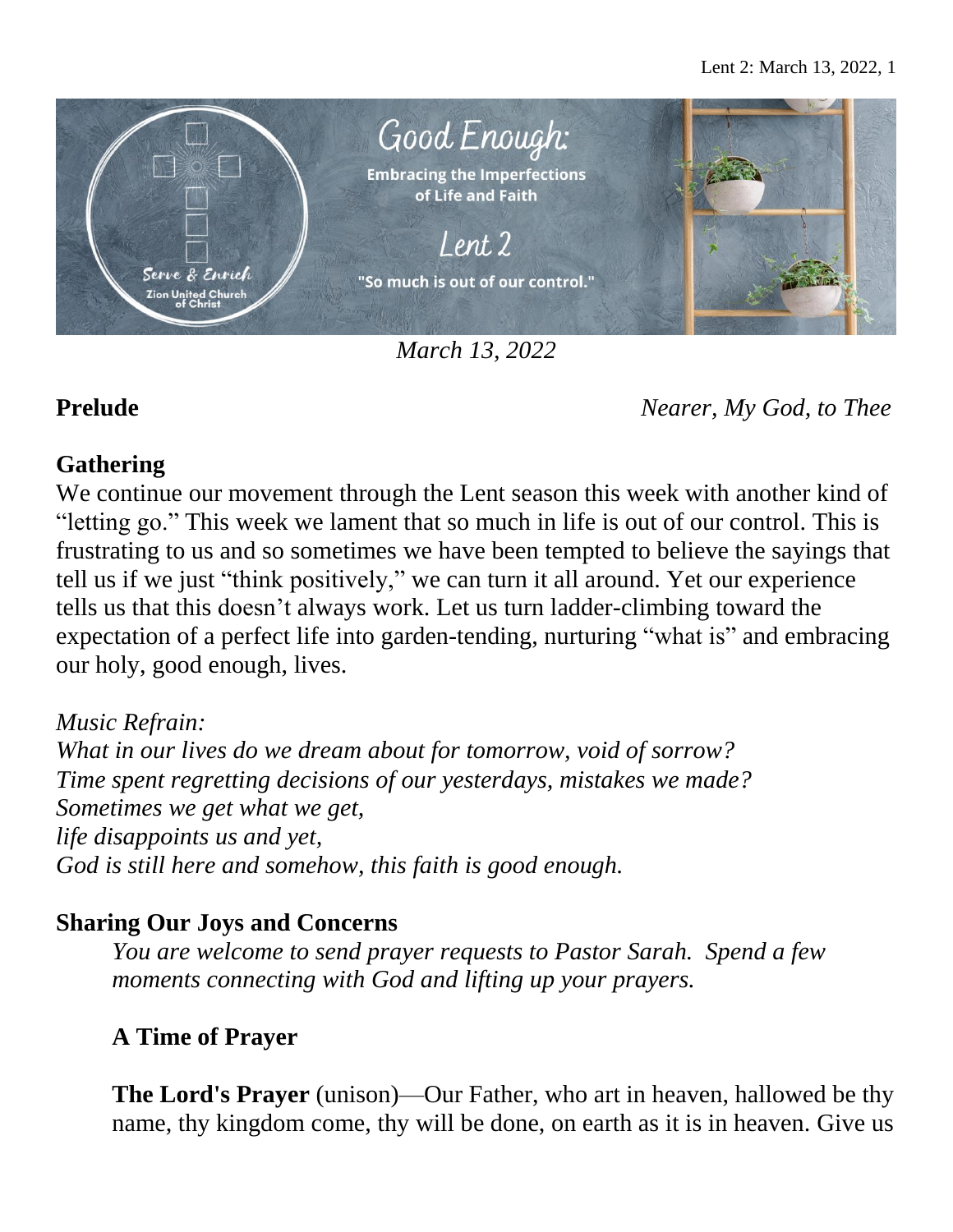Good Enough:

Embracing the Imperfections of Life and Faith

Lent 2

"So much is out of our control."

Serve & Enrich
Zion United Church of Christ

*March 13, 2022*

**Prelude** *Nearer, My God, to Thee*

**Gathering**

We continue our movement through the Lent season this week with another kind of "letting go." This week we lament that so much in life is out of our control. This is frustrating to us and so sometimes we have been tempted to believe the sayings that tell us if we just "think positively," we can turn it all around. Yet our experience tells us that this doesn't always work. Let us turn ladder-climbing toward the expectation of a perfect life into garden-tending, nurturing "what is" and embracing our holy, good enough, lives.

*Music Refrain:*
*What in our lives do we dream about for tomorrow, void of sorrow?*
*Time spent regretting decisions of our yesterdays, mistakes we made?*
*Sometimes we get what we get,*
*life disappoints us and yet,*
*God is still here and somehow, this faith is good enough.*

**Sharing Our Joys and Concerns**

*You are welcome to send prayer requests to Pastor Sarah. Spend a few moments connecting with God and lifting up your prayers.*

**A Time of Prayer**

**The Lord's Prayer** (unison)—Our Father, who art in heaven, hallowed be thy name, thy kingdom come, thy will be done, on earth as it is in heaven. Give us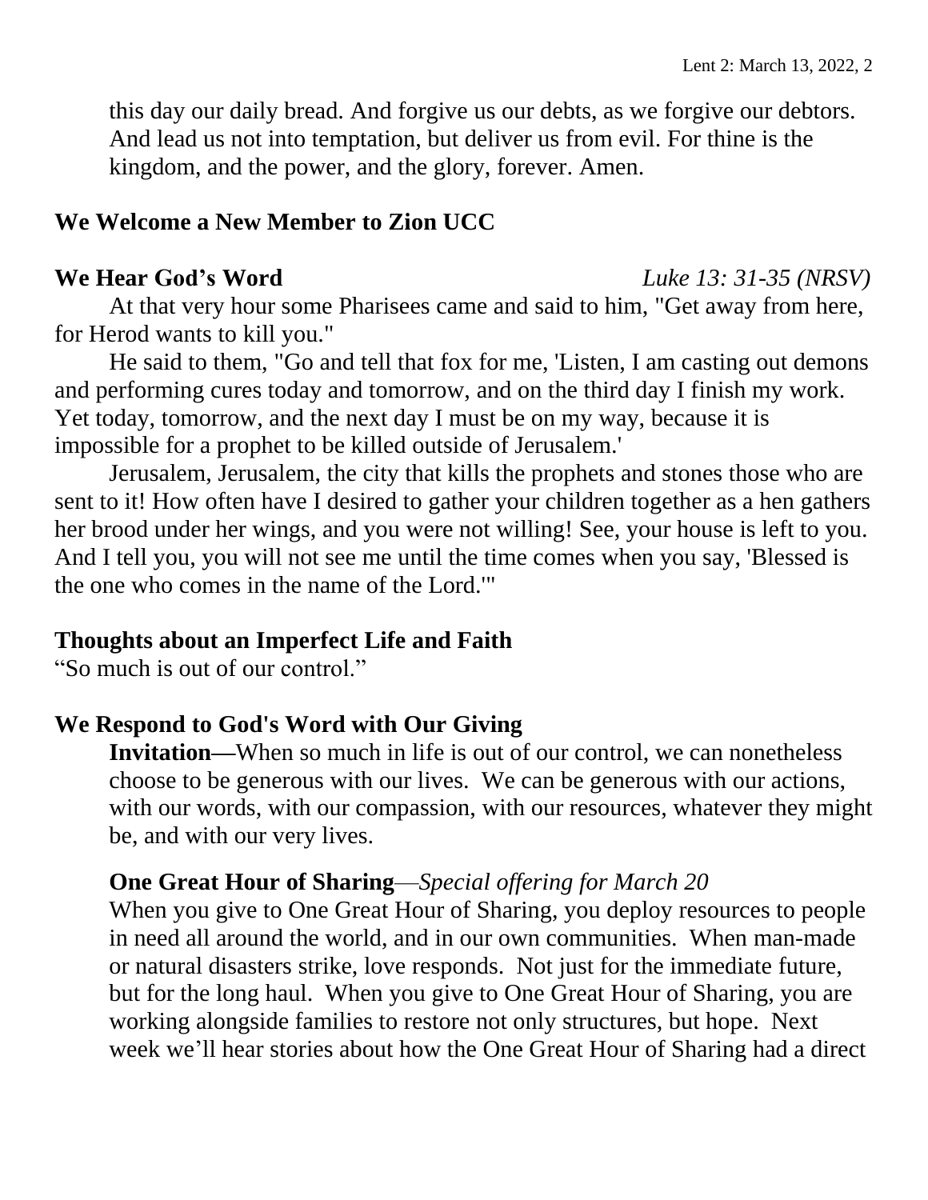this day our daily bread. And forgive us our debts, as we forgive our debtors. And lead us not into temptation, but deliver us from evil. For thine is the kingdom, and the power, and the glory, forever. Amen.

## We Welcome a New Member to Zion UCC

## We Hear God's Word *Luke 13: 31-35 (NRSV)*

At that very hour some Pharisees came and said to him, "Get away from here, for Herod wants to kill you."

He said to them, "Go and tell that fox for me, 'Listen, I am casting out demons and performing cures today and tomorrow, and on the third day I finish my work. Yet today, tomorrow, and the next day I must be on my way, because it is impossible for a prophet to be killed outside of Jerusalem.'

Jerusalem, Jerusalem, the city that kills the prophets and stones those who are sent to it! How often have I desired to gather your children together as a hen gathers her brood under her wings, and you were not willing! See, your house is left to you. And I tell you, you will not see me until the time comes when you say, 'Blessed is the one who comes in the name of the Lord.'"

## Thoughts about an Imperfect Life and Faith

"So much is out of our control."

## We Respond to God's Word with Our Giving

**Invitation—**When so much in life is out of our control, we can nonetheless choose to be generous with our lives. We can be generous with our actions, with our words, with our compassion, with our resources, whatever they might be, and with our very lives.

**One Great Hour of Sharing**—*Special offering for March 20*
When you give to One Great Hour of Sharing, you deploy resources to people in need all around the world, and in our own communities. When man-made or natural disasters strike, love responds. Not just for the immediate future, but for the long haul. When you give to One Great Hour of Sharing, you are working alongside families to restore not only structures, but hope. Next week we'll hear stories about how the One Great Hour of Sharing had a direct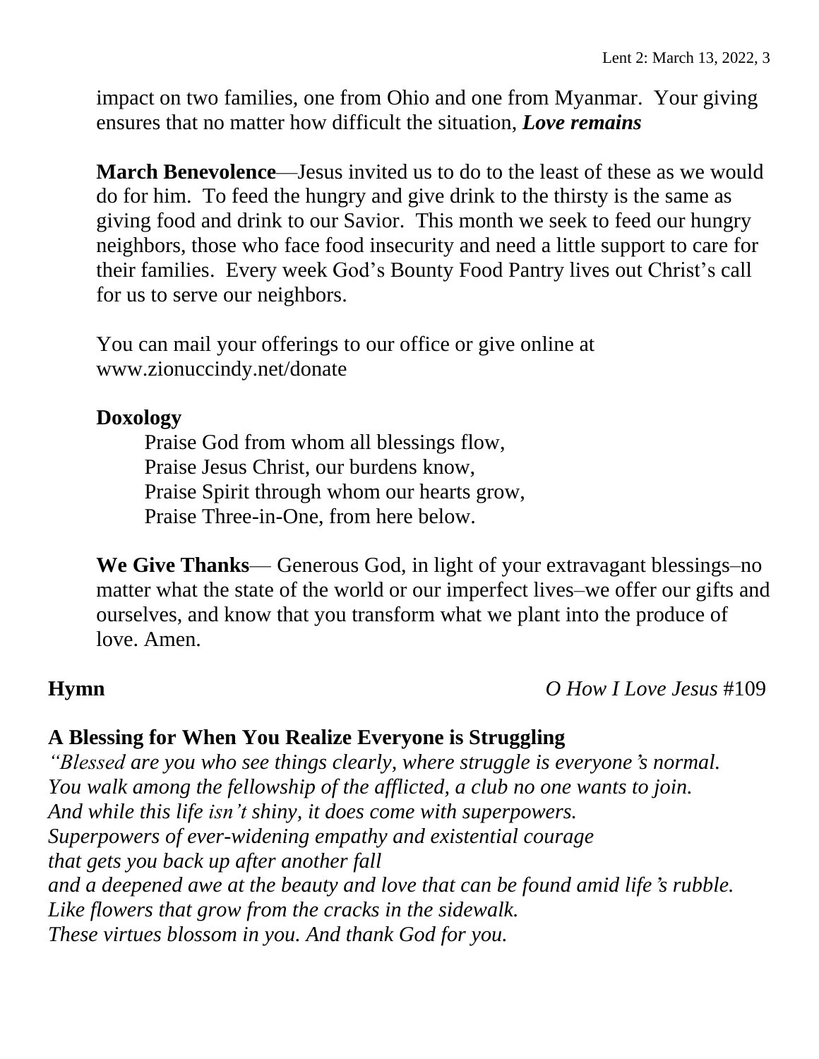impact on two families, one from Ohio and one from Myanmar. Your giving ensures that no matter how difficult the situation, ***Love remains***

**March Benevolence**—Jesus invited us to do to the least of these as we would do for him. To feed the hungry and give drink to the thirsty is the same as giving food and drink to our Savior. This month we seek to feed our hungry neighbors, those who face food insecurity and need a little support to care for their families. Every week God's Bounty Food Pantry lives out Christ's call for us to serve our neighbors.

You can mail your offerings to our office or give online at www.zionuccindy.net/donate

**Doxology**

Praise God from whom all blessings flow,
Praise Jesus Christ, our burdens know,
Praise Spirit through whom our hearts grow,
Praise Three-in-One, from here below.

**We Give Thanks**— Generous God, in light of your extravagant blessings–no matter what the state of the world or our imperfect lives–we offer our gifts and ourselves, and know that you transform what we plant into the produce of love. Amen.

**Hymn** *O How I Love Jesus* #109

**A Blessing for When You Realize Everyone is Struggling**

*"Blessed are you who see things clearly, where struggle is everyone's normal.*
*You walk among the fellowship of the afflicted, a club no one wants to join.*
*And while this life isn't shiny, it does come with superpowers.*
*Superpowers of ever-widening empathy and existential courage*
*that gets you back up after another fall*
*and a deepened awe at the beauty and love that can be found amid life's rubble.*
*Like flowers that grow from the cracks in the sidewalk.*
*These virtues blossom in you. And thank God for you.*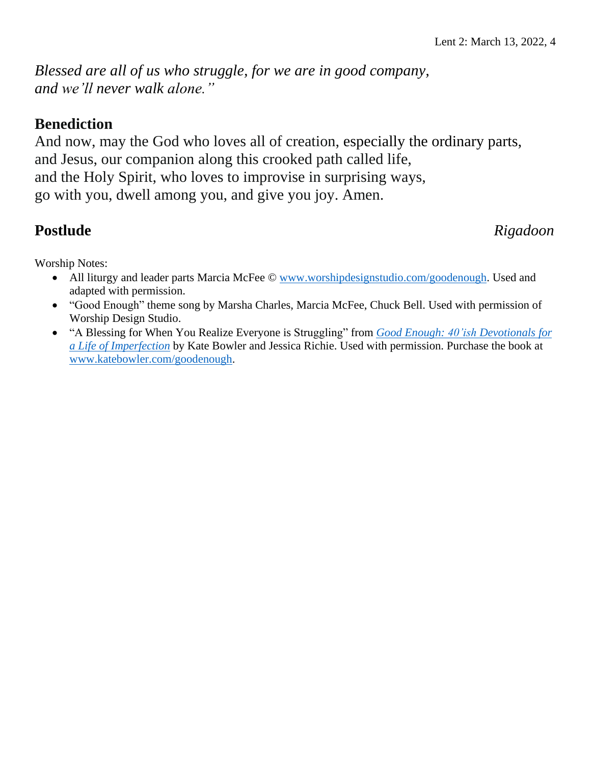*Blessed are all of us who struggle, for we are in good company,*
*and we'll never walk alone."*

**Benediction**

And now, may the God who loves all of creation, especially the ordinary parts,
and Jesus, our companion along this crooked path called life,
and the Holy Spirit, who loves to improvise in surprising ways,
go with you, dwell among you, and give you joy. Amen.

**Postlude** *Rigadoon*

Worship Notes:

- All liturgy and leader parts Marcia McFee © www.worshipdesignstudio.com/goodenough. Used and adapted with permission.
- "Good Enough" theme song by Marsha Charles, Marcia McFee, Chuck Bell. Used with permission of Worship Design Studio.
- "A Blessing for When You Realize Everyone is Struggling" from *Good Enough: 40'ish Devotionals for a Life of Imperfection* by Kate Bowler and Jessica Richie. Used with permission. Purchase the book at www.katebowler.com/goodenough.